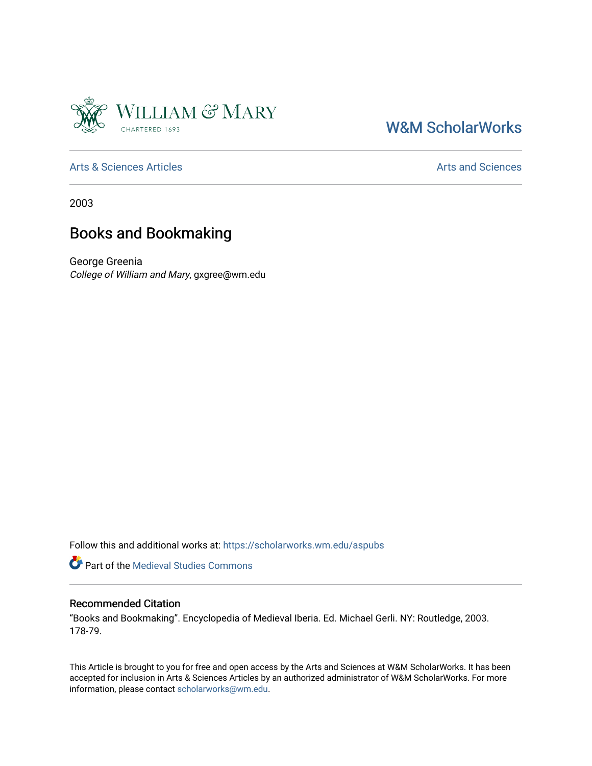William & Mary

CHARTERED 1693

W&M ScholarWorks

Arts & Sciences Articles

Arts and Sciences

2003

# Books and Bookmaking

George Greenia

*College of William and Mary*, gxgree@wm.edu

Follow this and additional works at: https://scholarworks.wm.edu/aspubs

Part of the Medieval Studies Commons

## Recommended Citation

"Books and Bookmaking". Encyclopedia of Medieval Iberia. Ed. Michael Gerli. NY: Routledge, 2003. 178-79.

This Article is brought to you for free and open access by the Arts and Sciences at W&M ScholarWorks. It has been accepted for inclusion in Arts & Sciences Articles by an authorized administrator of W&M ScholarWorks. For more information, please contact scholarworks@wm.edu.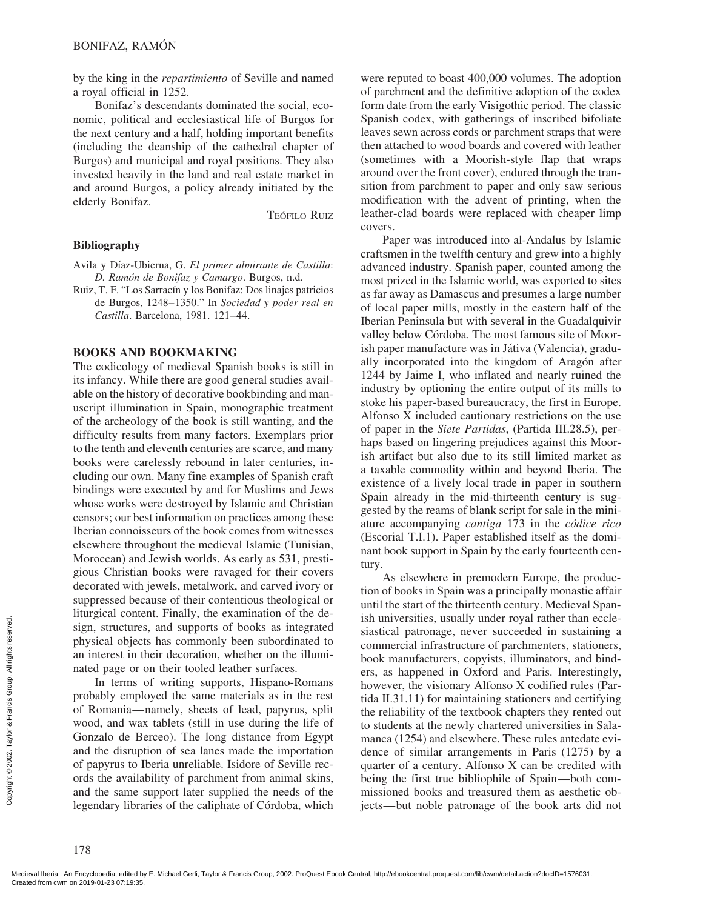by the king in the *repartimiento* of Seville and named a royal official in 1252.

Bonifaz's descendants dominated the social, economic, political and ecclesiastical life of Burgos for the next century and a half, holding important benefits (including the deanship of the cathedral chapter of Burgos) and municipal and royal positions. They also invested heavily in the land and real estate market in and around Burgos, a policy already initiated by the elderly Bonifaz.

TEÓFILO RUIZ

### Bibliography

Avila y Díaz-Ubierna, G. *El primer almirante de Castilla: D. Ramón de Bonifaz y Camargo*. Burgos, n.d.

Ruiz, T. F. "Los Sarracín y los Bonifaz: Dos linajes patricios de Burgos, 1248–1350." In *Sociedad y poder real en Castilla*. Barcelona, 1981. 121–44.

## BOOKS AND BOOKMAKING

The codicology of medieval Spanish books is still in its infancy. While there are good general studies available on the history of decorative bookbinding and manuscript illumination in Spain, monographic treatment of the archeology of the book is still wanting, and the difficulty results from many factors. Exemplars prior to the tenth and eleventh centuries are scarce, and many books were carelessly rebound in later centuries, including our own. Many fine examples of Spanish craft bindings were executed by and for Muslims and Jews whose works were destroyed by Islamic and Christian censors; our best information on practices among these Iberian connoisseurs of the book comes from witnesses elsewhere throughout the medieval Islamic (Tunisian, Moroccan) and Jewish worlds. As early as 531, prestigious Christian books were ravaged for their covers decorated with jewels, metalwork, and carved ivory or suppressed because of their contentious theological or liturgical content. Finally, the examination of the design, structures, and supports of books as integrated physical objects has commonly been subordinated to an interest in their decoration, whether on the illuminated page or on their tooled leather surfaces.

In terms of writing supports, Hispano-Romans probably employed the same materials as in the rest of Romania—namely, sheets of lead, papyrus, split wood, and wax tablets (still in use during the life of Gonzalo de Berceo). The long distance from Egypt and the disruption of sea lanes made the importation of papyrus to Iberia unreliable. Isidore of Seville records the availability of parchment from animal skins, and the same support later supplied the needs of the legendary libraries of the caliphate of Córdoba, which were reputed to boast 400,000 volumes. The adoption of parchment and the definitive adoption of the codex form date from the early Visigothic period. The classic Spanish codex, with gatherings of inscribed bifoliate leaves sewn across cords or parchment straps that were then attached to wood boards and covered with leather (sometimes with a Moorish-style flap that wraps around over the front cover), endured through the transition from parchment to paper and only saw serious modification with the advent of printing, when the leather-clad boards were replaced with cheaper limp covers.

Paper was introduced into al-Andalus by Islamic craftsmen in the twelfth century and grew into a highly advanced industry. Spanish paper, counted among the most prized in the Islamic world, was exported to sites as far away as Damascus and presumes a large number of local paper mills, mostly in the eastern half of the Iberian Peninsula but with several in the Guadalquivir valley below Córdoba. The most famous site of Moorish paper manufacture was in Játiva (Valencia), gradually incorporated into the kingdom of Aragón after 1244 by Jaime I, who inflated and nearly ruined the industry by optioning the entire output of its mills to stoke his paper-based bureaucracy, the first in Europe. Alfonso X included cautionary restrictions on the use of paper in the *Siete Partidas*, (Partida III.28.5), perhaps based on lingering prejudices against this Moorish artifact but also due to its still limited market as a taxable commodity within and beyond Iberia. The existence of a lively local trade in paper in southern Spain already in the mid-thirteenth century is suggested by the reams of blank script for sale in the miniature accompanying *cantiga* 173 in the *códice rico* (Escorial T.I.1). Paper established itself as the dominant book support in Spain by the early fourteenth century.

As elsewhere in premodern Europe, the production of books in Spain was a principally monastic affair until the start of the thirteenth century. Medieval Spanish universities, usually under royal rather than ecclesiastical patronage, never succeeded in sustaining a commercial infrastructure of parchmenters, stationers, book manufacturers, copyists, illuminators, and binders, as happened in Oxford and Paris. Interestingly, however, the visionary Alfonso X codified rules (Partida II.31.11) for maintaining stationers and certifying the reliability of the textbook chapters they rented out to students at the newly chartered universities in Salamanca (1254) and elsewhere. These rules antedate evidence of similar arrangements in Paris (1275) by a quarter of a century. Alfonso X can be credited with being the first true bibliophile of Spain—both commissioned books and treasured them as aesthetic objects—but noble patronage of the book arts did not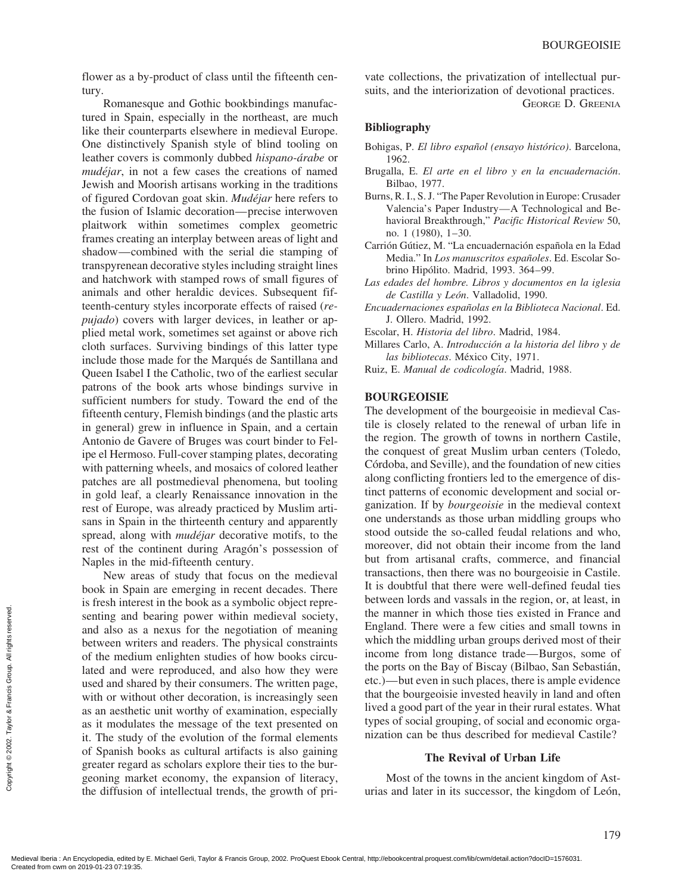flower as a by-product of class until the fifteenth century.

Romanesque and Gothic bookbindings manufactured in Spain, especially in the northeast, are much like their counterparts elsewhere in medieval Europe. One distinctively Spanish style of blind tooling on leather covers is commonly dubbed *hispano-árabe* or *mudéjar*, in not a few cases the creations of named Jewish and Moorish artisans working in the traditions of figured Cordovan goat skin. *Mudéjar* here refers to the fusion of Islamic decoration—precise interwoven plaitwork within sometimes complex geometric frames creating an interplay between areas of light and shadow—combined with the serial die stamping of transpyrenean decorative styles including straight lines and hatchwork with stamped rows of small figures of animals and other heraldic devices. Subsequent fifteenth-century styles incorporate effects of raised (*repujado*) covers with larger devices, in leather or applied metal work, sometimes set against or above rich cloth surfaces. Surviving bindings of this latter type include those made for the Marqués de Santillana and Queen Isabel I the Catholic, two of the earliest secular patrons of the book arts whose bindings survive in sufficient numbers for study. Toward the end of the fifteenth century, Flemish bindings (and the plastic arts in general) grew in influence in Spain, and a certain Antonio de Gavere of Bruges was court binder to Felipe el Hermoso. Full-cover stamping plates, decorating with patterning wheels, and mosaics of colored leather patches are all postmedieval phenomena, but tooling in gold leaf, a clearly Renaissance innovation in the rest of Europe, was already practiced by Muslim artisans in Spain in the thirteenth century and apparently spread, along with *mudéjar* decorative motifs, to the rest of the continent during Aragón's possession of Naples in the mid-fifteenth century.

New areas of study that focus on the medieval book in Spain are emerging in recent decades. There is fresh interest in the book as a symbolic object representing and bearing power within medieval society, and also as a nexus for the negotiation of meaning between writers and readers. The physical constraints of the medium enlighten studies of how books circulated and were reproduced, and also how they were used and shared by their consumers. The written page, with or without other decoration, is increasingly seen as an aesthetic unit worthy of examination, especially as it modulates the message of the text presented on it. The study of the evolution of the formal elements of Spanish books as cultural artifacts is also gaining greater regard as scholars explore their ties to the burgeoning market economy, the expansion of literacy, the diffusion of intellectual trends, the growth of private collections, the privatization of intellectual pursuits, and the interiorization of devotional practices.

GEORGE D. GREENIA

### Bibliography

Bohigas, P. *El libro español (ensayo histórico)*. Barcelona, 1962.

Brugalla, E. *El arte en el libro y en la encuadernación*. Bilbao, 1977.

Burns, R. I., S. J. "The Paper Revolution in Europe: Crusader Valencia's Paper Industry—A Technological and Behavioral Breakthrough," *Pacific Historical Review* 50, no. 1 (1980), 1–30.

Carrión Gútiez, M. "La encuadernación española en la Edad Media." In *Los manuscritos españoles*. Ed. Escolar Sobrino Hipólito. Madrid, 1993. 364–99.

*Las edades del hombre. Libros y documentos en la iglesia de Castilla y León*. Valladolid, 1990.

*Encuadernaciones españolas en la Biblioteca Nacional*. Ed. J. Ollero. Madrid, 1992.

Escolar, H. *Historia del libro*. Madrid, 1984.

Millares Carlo, A. *Introducción a la historia del libro y de las bibliotecas*. México City, 1971.

Ruiz, E. *Manual de codicología*. Madrid, 1988.

## BOURGEOISIE

The development of the bourgeoisie in medieval Castile is closely related to the renewal of urban life in the region. The growth of towns in northern Castile, the conquest of great Muslim urban centers (Toledo, Córdoba, and Seville), and the foundation of new cities along conflicting frontiers led to the emergence of distinct patterns of economic development and social organization. If by *bourgeoisie* in the medieval context one understands as those urban middling groups who stood outside the so-called feudal relations and who, moreover, did not obtain their income from the land but from artisanal crafts, commerce, and financial transactions, then there was no bourgeoisie in Castile. It is doubtful that there were well-defined feudal ties between lords and vassals in the region, or, at least, in the manner in which those ties existed in France and England. There were a few cities and small towns in which the middling urban groups derived most of their income from long distance trade—Burgos, some of the ports on the Bay of Biscay (Bilbao, San Sebastián, etc.)—but even in such places, there is ample evidence that the bourgeoisie invested heavily in land and often lived a good part of the year in their rural estates. What types of social grouping, of social and economic organization can be thus described for medieval Castile?

### The Revival of Urban Life

Most of the towns in the ancient kingdom of Asturias and later in its successor, the kingdom of León,